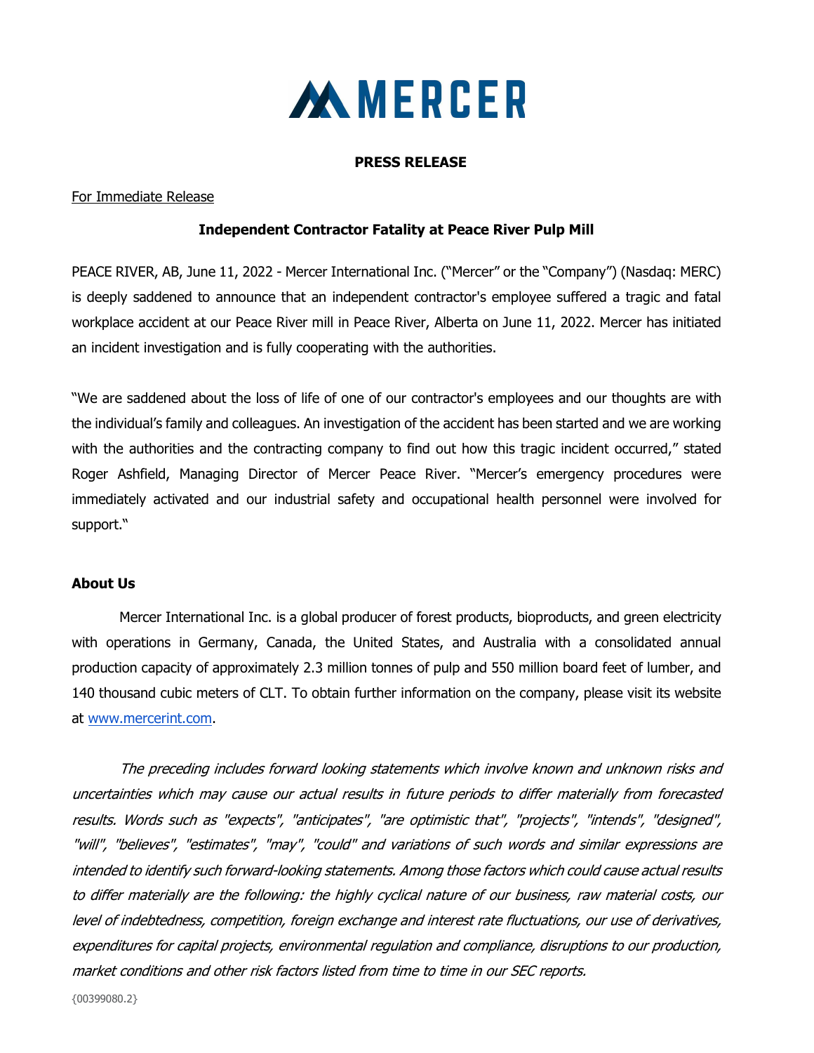# MERCER

**PRESS RELEASE**

For Immediate Release

**Independent Contractor Fatality at Peace River Pulp Mill**

PEACE RIVER, AB, June 11, 2022 - Mercer International Inc. ("Mercer" or the "Company") (Nasdaq: MERC) is deeply saddened to announce that an independent contractor's employee suffered a tragic and fatal workplace accident at our Peace River mill in Peace River, Alberta on June 11, 2022. Mercer has initiated an incident investigation and is fully cooperating with the authorities.

"We are saddened about the loss of life of one of our contractor's employees and our thoughts are with the individual's family and colleagues. An investigation of the accident has been started and we are working with the authorities and the contracting company to find out how this tragic incident occurred," stated Roger Ashfield, Managing Director of Mercer Peace River. "Mercer's emergency procedures were immediately activated and our industrial safety and occupational health personnel were involved for support."

**About Us**

Mercer International Inc. is a global producer of forest products, bioproducts, and green electricity with operations in Germany, Canada, the United States, and Australia with a consolidated annual production capacity of approximately 2.3 million tonnes of pulp and 550 million board feet of lumber, and 140 thousand cubic meters of CLT. To obtain further information on the company, please visit its website at www.mercerint.com.

*The preceding includes forward looking statements which involve known and unknown risks and uncertainties which may cause our actual results in future periods to differ materially from forecasted results. Words such as "expects", "anticipates", "are optimistic that", "projects", "intends", "designed", "will", "believes", "estimates", "may", "could" and variations of such words and similar expressions are intended to identify such forward-looking statements. Among those factors which could cause actual results to differ materially are the following: the highly cyclical nature of our business, raw material costs, our level of indebtedness, competition, foreign exchange and interest rate fluctuations, our use of derivatives, expenditures for capital projects, environmental regulation and compliance, disruptions to our production, market conditions and other risk factors listed from time to time in our SEC reports.*

{00399080.2}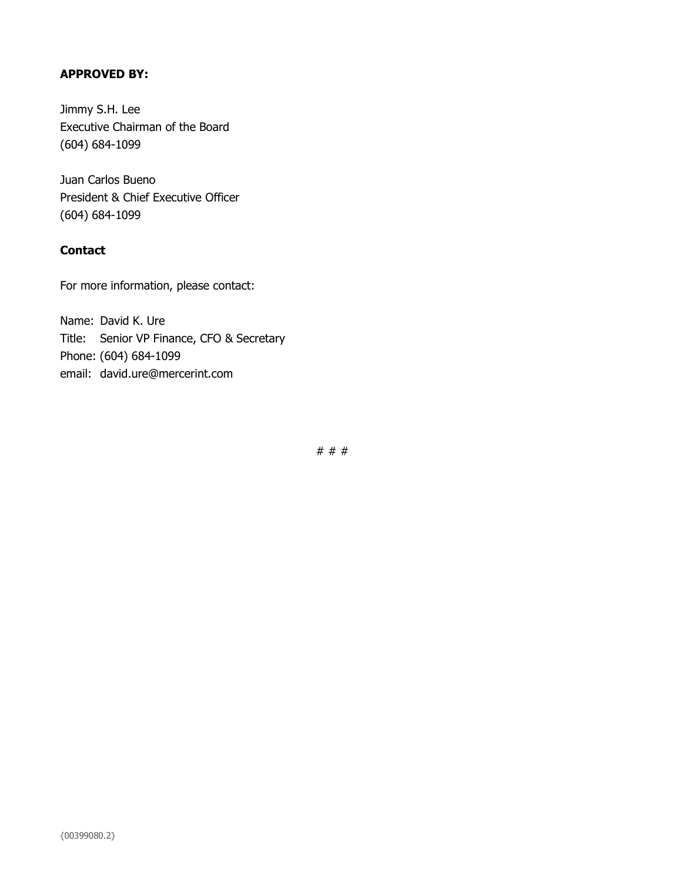**APPROVED BY:**

Jimmy S.H. Lee
Executive Chairman of the Board
(604) 684-1099

Juan Carlos Bueno
President & Chief Executive Officer
(604) 684-1099

**Contact**

For more information, please contact:

Name: David K. Ure
Title: Senior VP Finance, CFO & Secretary
Phone: (604) 684-1099
email: david.ure@mercerint.com

# # #

{00399080.2}